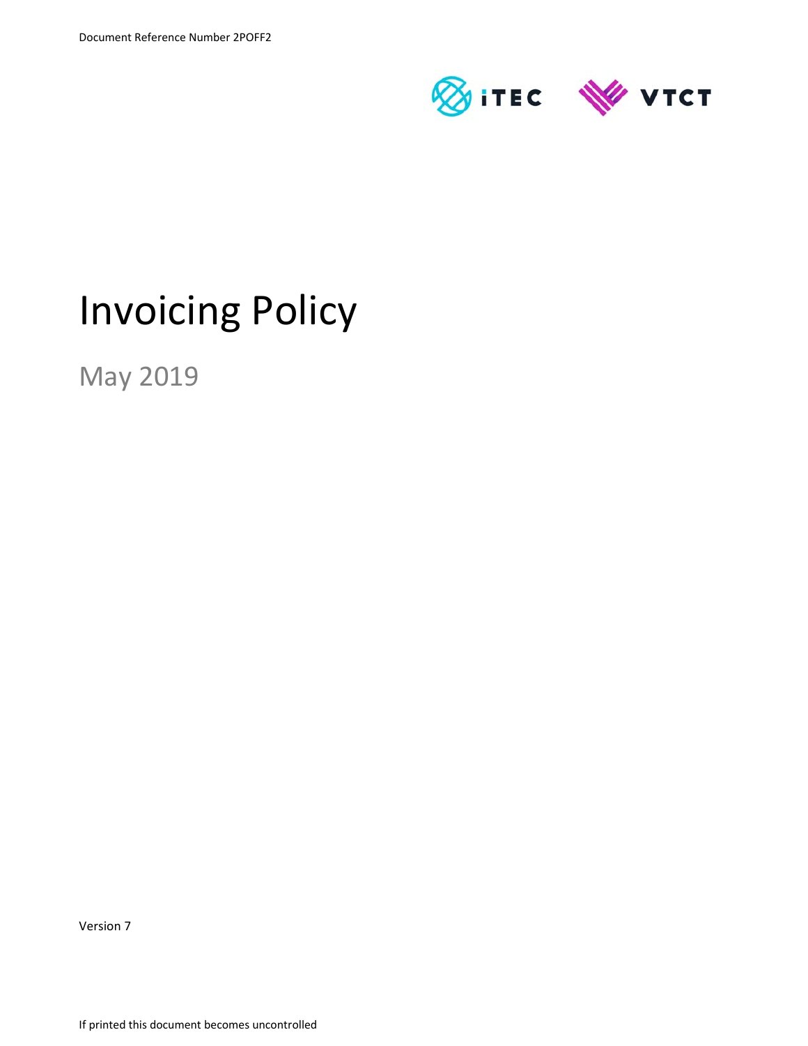Document Reference Number 2POFF2

# Invoicing Policy

May 2019

Version 7

If printed this document becomes uncontrolled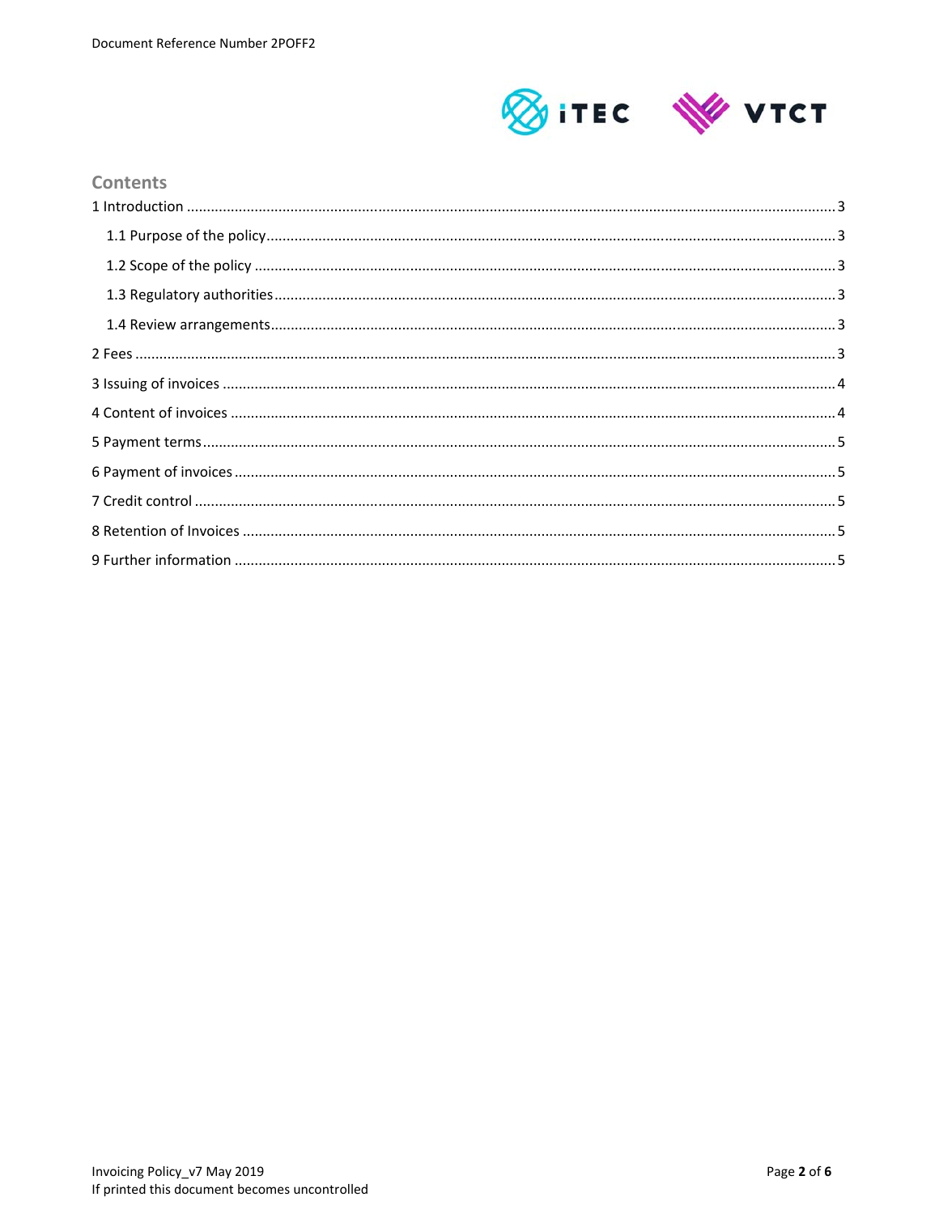## Contents

1 Introduction ..... 3

  1.1 Purpose of the policy ..... 3

  1.2 Scope of the policy ..... 3

  1.3 Regulatory authorities ..... 3

  1.4 Review arrangements ..... 3

2 Fees ..... 3

3 Issuing of invoices ..... 4

4 Content of invoices ..... 4

5 Payment terms ..... 5

6 Payment of invoices ..... 5

7 Credit control ..... 5

8 Retention of Invoices ..... 5

9 Further information ..... 5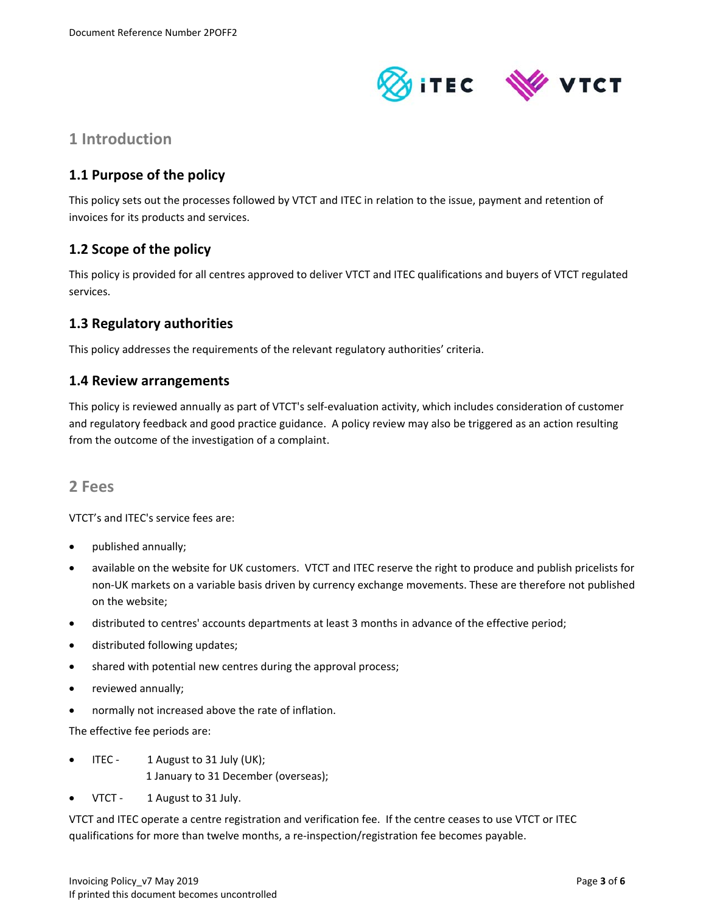# 1 Introduction

## 1.1 Purpose of the policy

This policy sets out the processes followed by VTCT and ITEC in relation to the issue, payment and retention of invoices for its products and services.

## 1.2 Scope of the policy

This policy is provided for all centres approved to deliver VTCT and ITEC qualifications and buyers of VTCT regulated services.

## 1.3 Regulatory authorities

This policy addresses the requirements of the relevant regulatory authorities' criteria.

## 1.4 Review arrangements

This policy is reviewed annually as part of VTCT's self-evaluation activity, which includes consideration of customer and regulatory feedback and good practice guidance. A policy review may also be triggered as an action resulting from the outcome of the investigation of a complaint.

# 2 Fees

VTCT's and ITEC's service fees are:

- published annually;
- available on the website for UK customers. VTCT and ITEC reserve the right to produce and publish pricelists for non-UK markets on a variable basis driven by currency exchange movements. These are therefore not published on the website;
- distributed to centres' accounts departments at least 3 months in advance of the effective period;
- distributed following updates;
- shared with potential new centres during the approval process;
- reviewed annually;
- normally not increased above the rate of inflation.

The effective fee periods are:

- ITEC - 1 August to 31 July (UK);
  1 January to 31 December (overseas);
- VTCT - 1 August to 31 July.

VTCT and ITEC operate a centre registration and verification fee. If the centre ceases to use VTCT or ITEC qualifications for more than twelve months, a re-inspection/registration fee becomes payable.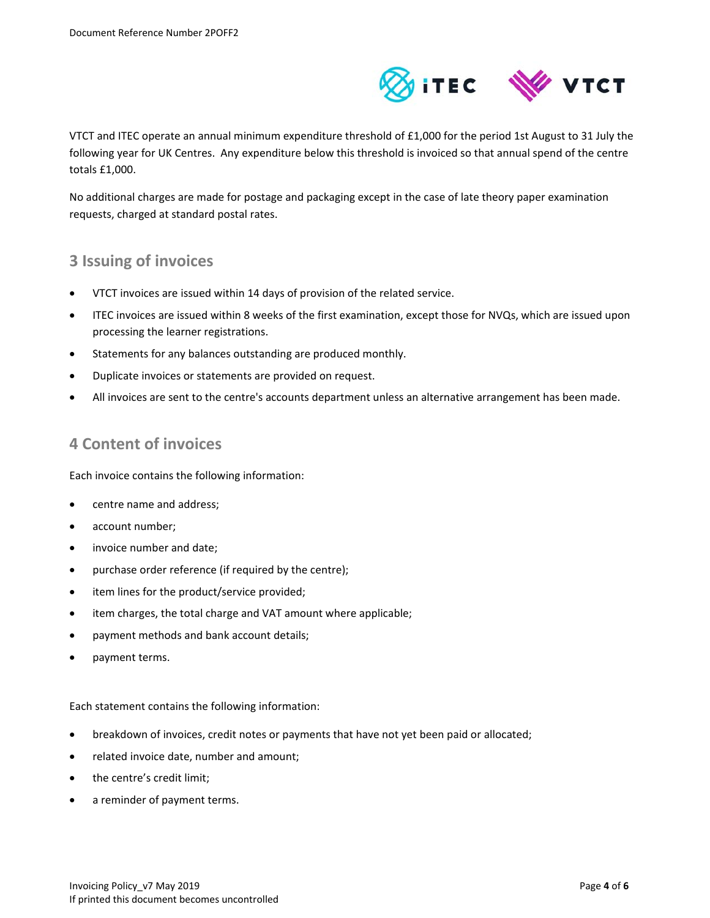VTCT and ITEC operate an annual minimum expenditure threshold of £1,000 for the period 1st August to 31 July the following year for UK Centres. Any expenditure below this threshold is invoiced so that annual spend of the centre totals £1,000.

No additional charges are made for postage and packaging except in the case of late theory paper examination requests, charged at standard postal rates.

## 3 Issuing of invoices

- VTCT invoices are issued within 14 days of provision of the related service.
- ITEC invoices are issued within 8 weeks of the first examination, except those for NVQs, which are issued upon processing the learner registrations.
- Statements for any balances outstanding are produced monthly.
- Duplicate invoices or statements are provided on request.
- All invoices are sent to the centre's accounts department unless an alternative arrangement has been made.

## 4 Content of invoices

Each invoice contains the following information:

- centre name and address;
- account number;
- invoice number and date;
- purchase order reference (if required by the centre);
- item lines for the product/service provided;
- item charges, the total charge and VAT amount where applicable;
- payment methods and bank account details;
- payment terms.

Each statement contains the following information:

- breakdown of invoices, credit notes or payments that have not yet been paid or allocated;
- related invoice date, number and amount;
- the centre's credit limit;
- a reminder of payment terms.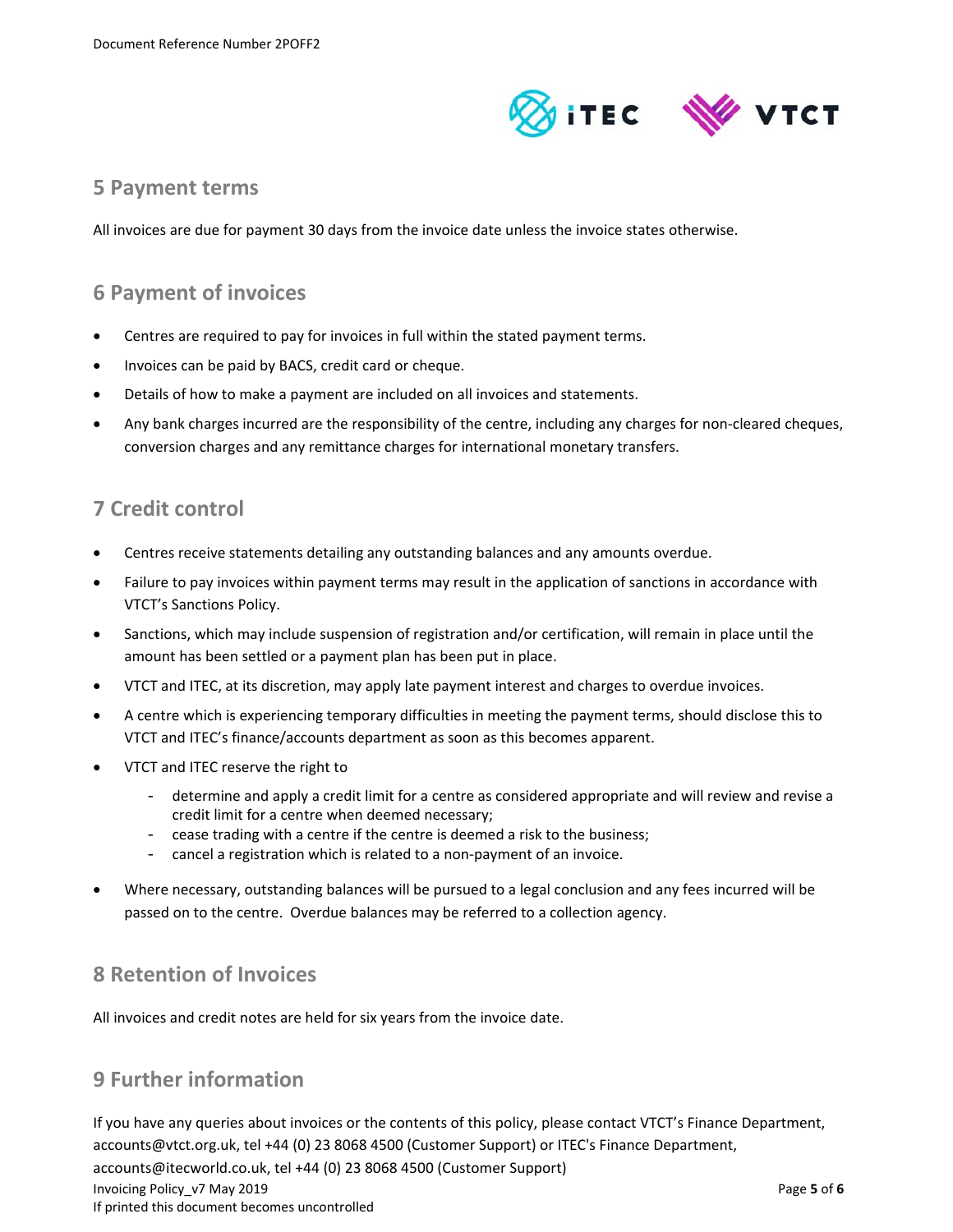## 5 Payment terms

All invoices are due for payment 30 days from the invoice date unless the invoice states otherwise.

## 6 Payment of invoices

- Centres are required to pay for invoices in full within the stated payment terms.
- Invoices can be paid by BACS, credit card or cheque.
- Details of how to make a payment are included on all invoices and statements.
- Any bank charges incurred are the responsibility of the centre, including any charges for non-cleared cheques, conversion charges and any remittance charges for international monetary transfers.

## 7 Credit control

- Centres receive statements detailing any outstanding balances and any amounts overdue.
- Failure to pay invoices within payment terms may result in the application of sanctions in accordance with VTCT's Sanctions Policy.
- Sanctions, which may include suspension of registration and/or certification, will remain in place until the amount has been settled or a payment plan has been put in place.
- VTCT and ITEC, at its discretion, may apply late payment interest and charges to overdue invoices.
- A centre which is experiencing temporary difficulties in meeting the payment terms, should disclose this to VTCT and ITEC's finance/accounts department as soon as this becomes apparent.
- VTCT and ITEC reserve the right to
  - determine and apply a credit limit for a centre as considered appropriate and will review and revise a credit limit for a centre when deemed necessary;
  - cease trading with a centre if the centre is deemed a risk to the business;
  - cancel a registration which is related to a non-payment of an invoice.
- Where necessary, outstanding balances will be pursued to a legal conclusion and any fees incurred will be passed on to the centre. Overdue balances may be referred to a collection agency.

## 8 Retention of Invoices

All invoices and credit notes are held for six years from the invoice date.

## 9 Further information

If you have any queries about invoices or the contents of this policy, please contact VTCT's Finance Department, accounts@vtct.org.uk, tel +44 (0) 23 8068 4500 (Customer Support) or ITEC's Finance Department, accounts@itecworld.co.uk, tel +44 (0) 23 8068 4500 (Customer Support)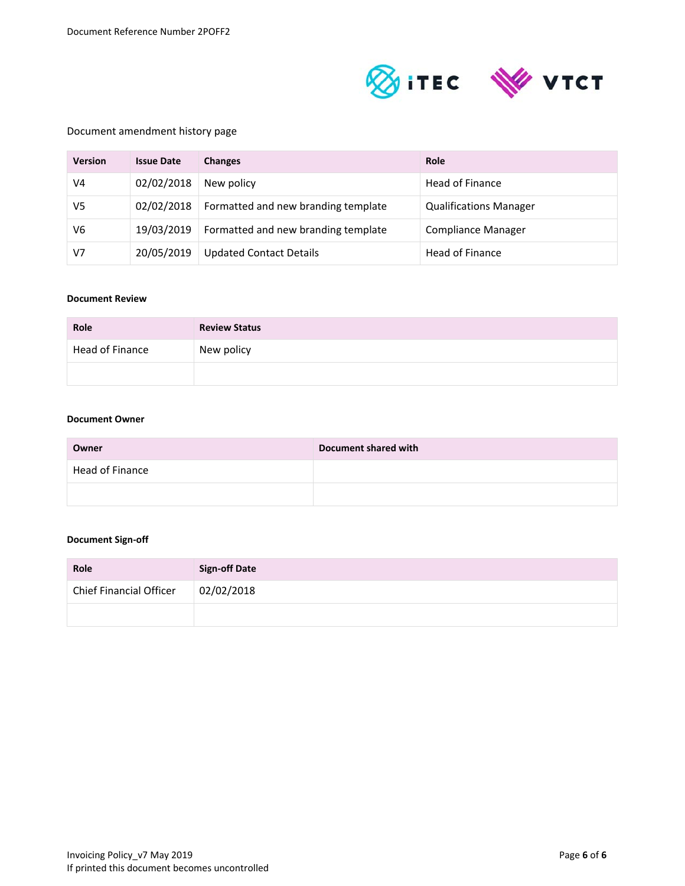Document amendment history page

| Version | Issue Date | Changes | Role |
|---|---|---|---|
| V4 | 02/02/2018 | New policy | Head of Finance |
| V5 | 02/02/2018 | Formatted and new branding template | Qualifications Manager |
| V6 | 19/03/2019 | Formatted and new branding template | Compliance Manager |
| V7 | 20/05/2019 | Updated Contact Details | Head of Finance |

**Document Review**

| Role | Review Status |
|---|---|
| Head of Finance | New policy |
| | |

**Document Owner**

| Owner | Document shared with |
|---|---|
| Head of Finance | |
| | |

**Document Sign-off**

| Role | Sign-off Date |
|---|---|
| Chief Financial Officer | 02/02/2018 |
| | |